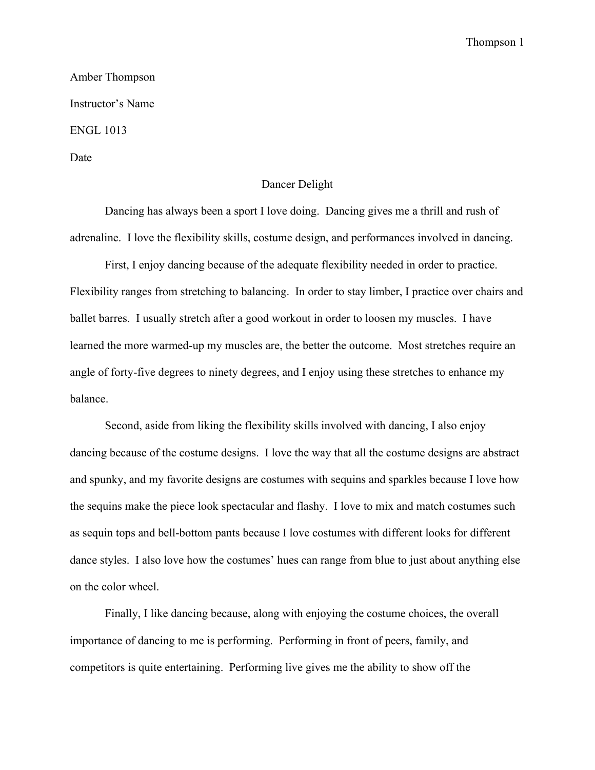Amber Thompson

Instructor's Name

ENGL 1013

Date

# Dancer Delight

Dancing has always been a sport I love doing.  Dancing gives me a thrill and rush of adrenaline.  I love the flexibility skills, costume design, and performances involved in dancing.

First, I enjoy dancing because of the adequate flexibility needed in order to practice. Flexibility ranges from stretching to balancing.  In order to stay limber, I practice over chairs and ballet barres.  I usually stretch after a good workout in order to loosen my muscles.  I have learned the more warmed-up my muscles are, the better the outcome.  Most stretches require an angle of forty-five degrees to ninety degrees, and I enjoy using these stretches to enhance my balance.

Second, aside from liking the flexibility skills involved with dancing, I also enjoy dancing because of the costume designs.  I love the way that all the costume designs are abstract and spunky, and my favorite designs are costumes with sequins and sparkles because I love how the sequins make the piece look spectacular and flashy.  I love to mix and match costumes such as sequin tops and bell-bottom pants because I love costumes with different looks for different dance styles.  I also love how the costumes' hues can range from blue to just about anything else on the color wheel.

Finally, I like dancing because, along with enjoying the costume choices, the overall importance of dancing to me is performing.  Performing in front of peers, family, and competitors is quite entertaining.  Performing live gives me the ability to show off the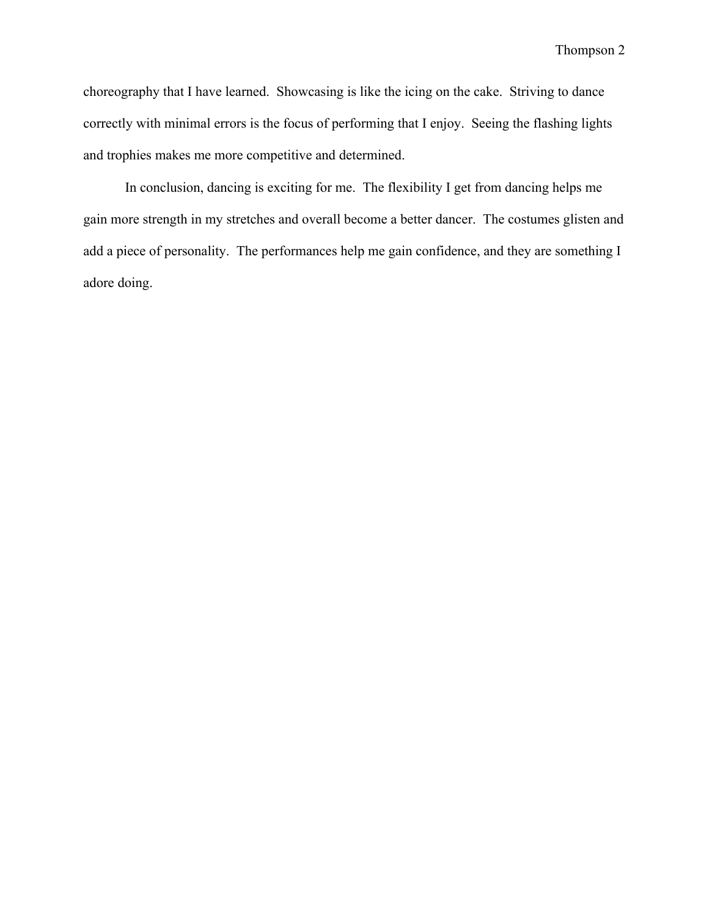choreography that I have learned. Showcasing is like the icing on the cake. Striving to dance correctly with minimal errors is the focus of performing that I enjoy. Seeing the flashing lights and trophies makes me more competitive and determined.

In conclusion, dancing is exciting for me. The flexibility I get from dancing helps me gain more strength in my stretches and overall become a better dancer. The costumes glisten and add a piece of personality. The performances help me gain confidence, and they are something I adore doing.